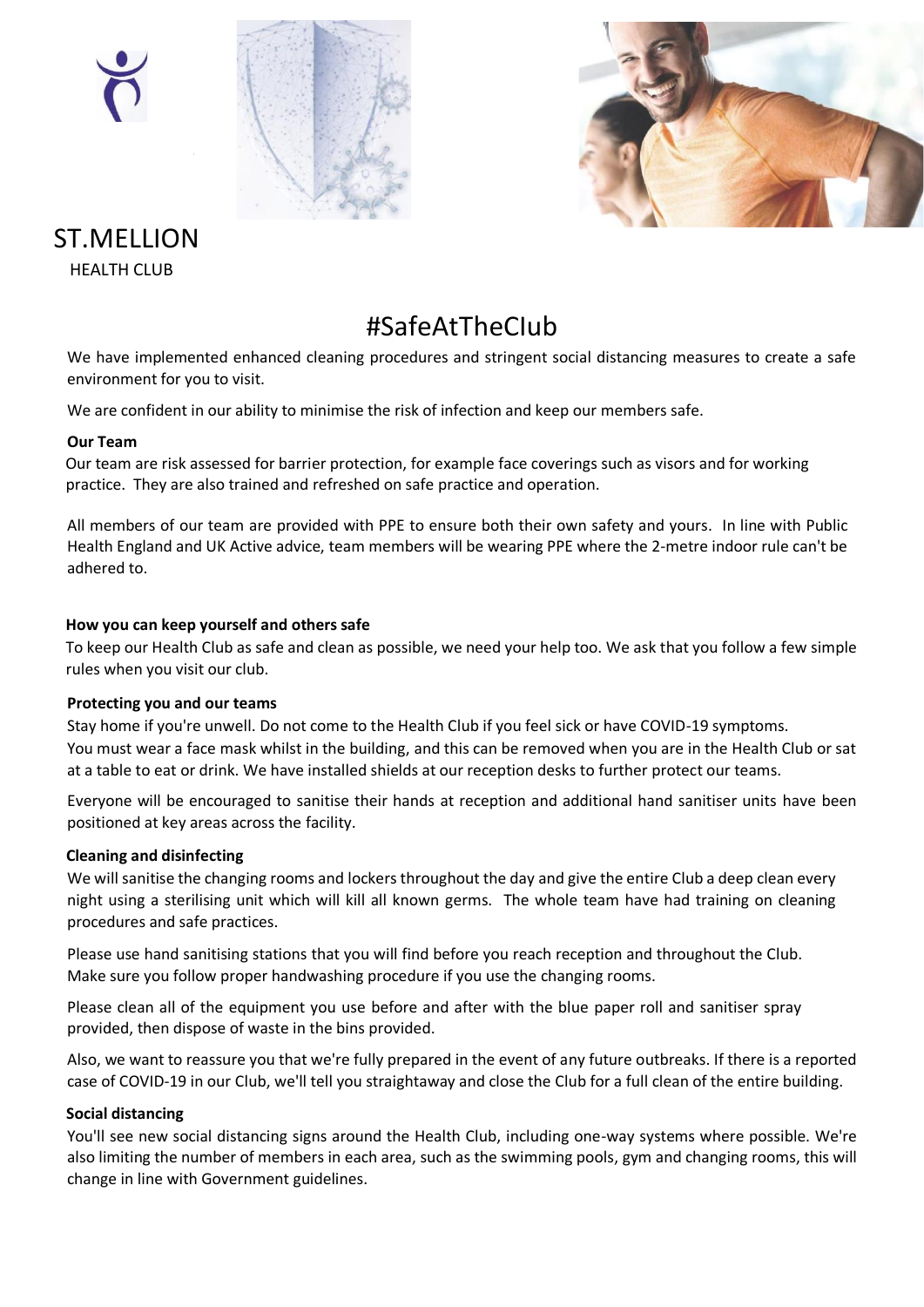ST.MELLION

HEALTH CLUB

# #SafeAtTheClub

We have implemented enhanced cleaning procedures and stringent social distancing measures to create a safe environment for you to visit.

We are confident in our ability to minimise the risk of infection and keep our members safe.

**Our Team**

Our team are risk assessed for barrier protection, for example face coverings such as visors and for working practice. They are also trained and refreshed on safe practice and operation.

All members of our team are provided with PPE to ensure both their own safety and yours. In line with Public Health England and UK Active advice, team members will be wearing PPE where the 2-metre indoor rule can't be adhered to.

**How you can keep yourself and others safe**

To keep our Health Club as safe and clean as possible, we need your help too. We ask that you follow a few simple rules when you visit our club.

**Protecting you and our teams**

Stay home if you're unwell. Do not come to the Health Club if you feel sick or have COVID-19 symptoms.
You must wear a face mask whilst in the building, and this can be removed when you are in the Health Club or sat at a table to eat or drink. We have installed shields at our reception desks to further protect our teams.

Everyone will be encouraged to sanitise their hands at reception and additional hand sanitiser units have been positioned at key areas across the facility.

**Cleaning and disinfecting**

We will sanitise the changing rooms and lockers throughout the day and give the entire Club a deep clean every night using a sterilising unit which will kill all known germs. The whole team have had training on cleaning procedures and safe practices.

Please use hand sanitising stations that you will find before you reach reception and throughout the Club.
Make sure you follow proper handwashing procedure if you use the changing rooms.

Please clean all of the equipment you use before and after with the blue paper roll and sanitiser spray provided, then dispose of waste in the bins provided.

Also, we want to reassure you that we're fully prepared in the event of any future outbreaks. If there is a reported case of COVID-19 in our Club, we'll tell you straightaway and close the Club for a full clean of the entire building.

**Social distancing**

You'll see new social distancing signs around the Health Club, including one-way systems where possible. We're also limiting the number of members in each area, such as the swimming pools, gym and changing rooms, this will change in line with Government guidelines.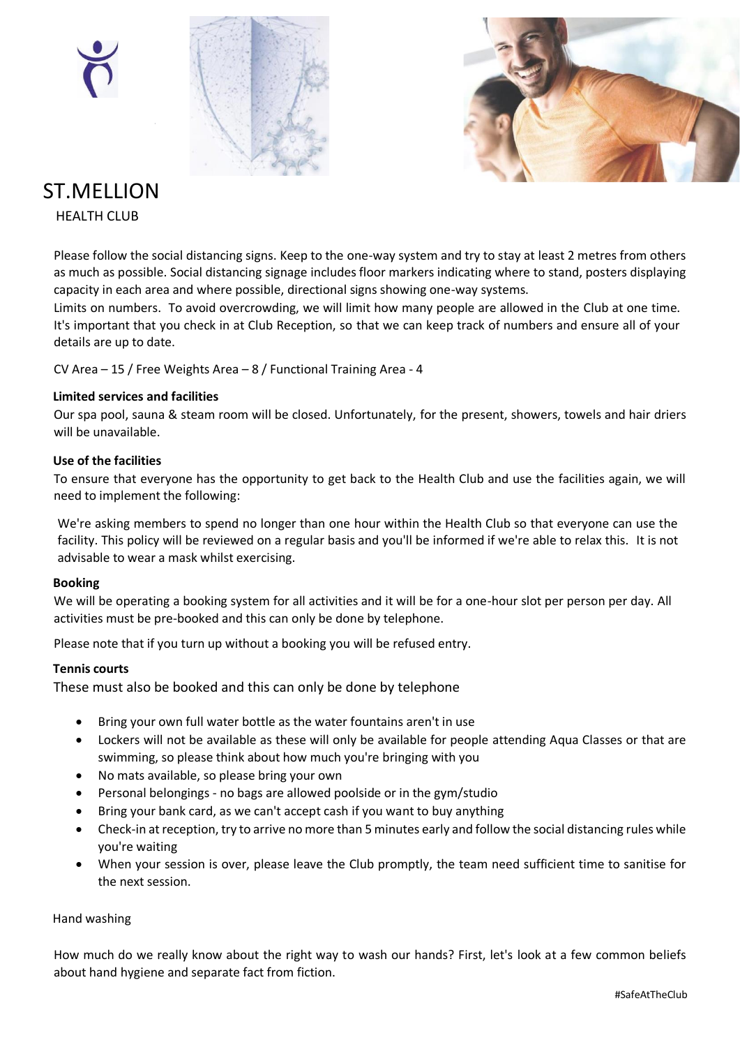# ST.MELLION

HEALTH CLUB

Please follow the social distancing signs. Keep to the one-way system and try to stay at least 2 metres from others as much as possible. Social distancing signage includes floor markers indicating where to stand, posters displaying capacity in each area and where possible, directional signs showing one-way systems.
Limits on numbers. To avoid overcrowding, we will limit how many people are allowed in the Club at one time. It's important that you check in at Club Reception, so that we can keep track of numbers and ensure all of your details are up to date.

CV Area – 15 / Free Weights Area – 8 / Functional Training Area - 4

**Limited services and facilities**

Our spa pool, sauna & steam room will be closed. Unfortunately, for the present, showers, towels and hair driers will be unavailable.

**Use of the facilities**

To ensure that everyone has the opportunity to get back to the Health Club and use the facilities again, we will need to implement the following:

We're asking members to spend no longer than one hour within the Health Club so that everyone can use the facility. This policy will be reviewed on a regular basis and you'll be informed if we're able to relax this. It is not advisable to wear a mask whilst exercising.

**Booking**

We will be operating a booking system for all activities and it will be for a one-hour slot per person per day. All activities must be pre-booked and this can only be done by telephone.

Please note that if you turn up without a booking you will be refused entry.

**Tennis courts**

These must also be booked and this can only be done by telephone

- Bring your own full water bottle as the water fountains aren't in use
- Lockers will not be available as these will only be available for people attending Aqua Classes or that are swimming, so please think about how much you're bringing with you
- No mats available, so please bring your own
- Personal belongings - no bags are allowed poolside or in the gym/studio
- Bring your bank card, as we can't accept cash if you want to buy anything
- Check-in at reception, try to arrive no more than 5 minutes early and follow the social distancing rules while you're waiting
- When your session is over, please leave the Club promptly, the team need sufficient time to sanitise for the next session.

Hand washing

How much do we really know about the right way to wash our hands? First, let's look at a few common beliefs about hand hygiene and separate fact from fiction.

#SafeAtTheClub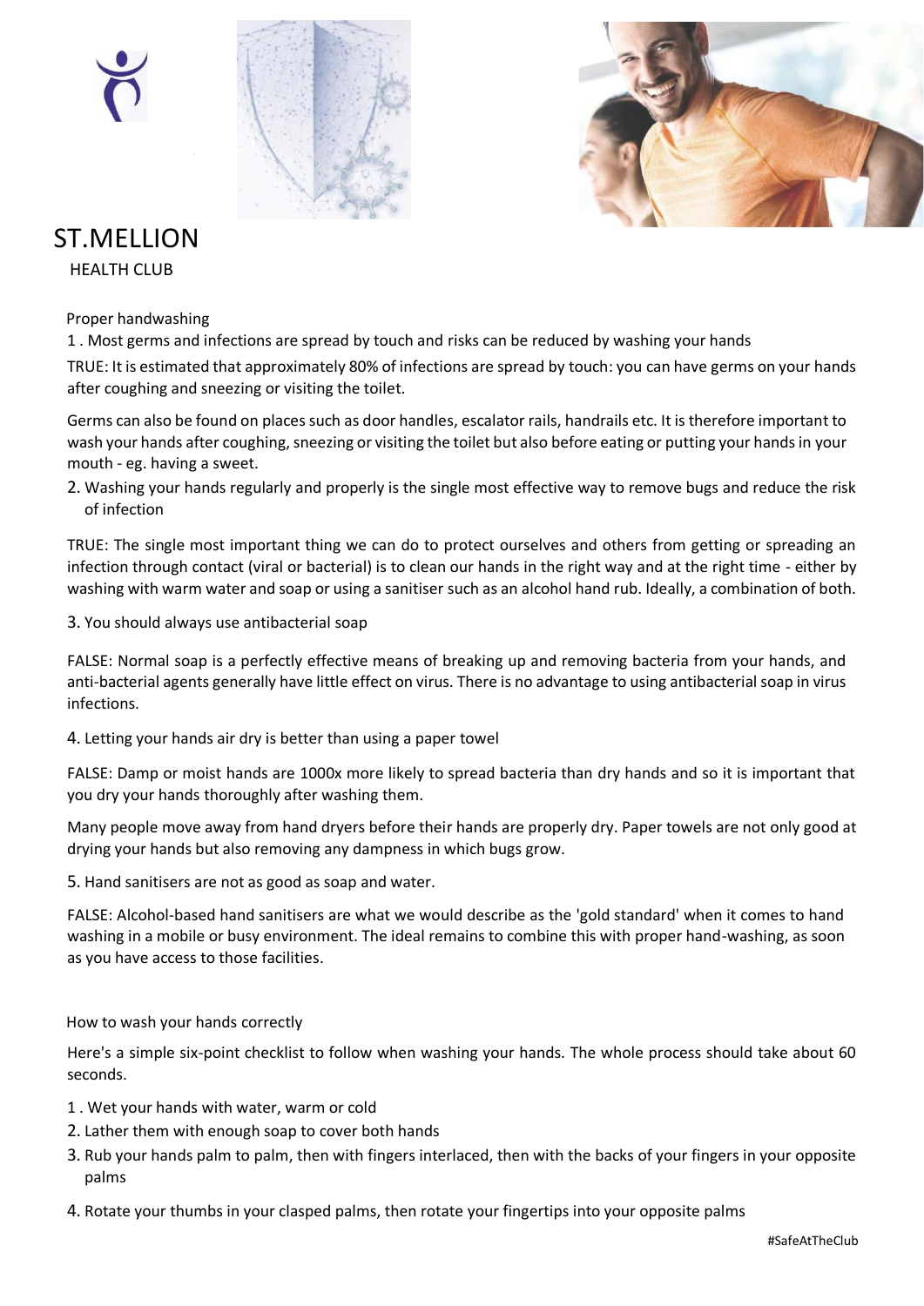# ST.MELLION

HEALTH CLUB

## Proper handwashing

1. Most germs and infections are spread by touch and risks can be reduced by washing your hands

TRUE: It is estimated that approximately 80% of infections are spread by touch: you can have germs on your hands after coughing and sneezing or visiting the toilet.

Germs can also be found on places such as door handles, escalator rails, handrails etc. It is therefore important to wash your hands after coughing, sneezing or visiting the toilet but also before eating or putting your hands in your mouth - eg. having a sweet.

2. Washing your hands regularly and properly is the single most effective way to remove bugs and reduce the risk of infection

TRUE: The single most important thing we can do to protect ourselves and others from getting or spreading an infection through contact (viral or bacterial) is to clean our hands in the right way and at the right time - either by washing with warm water and soap or using a sanitiser such as an alcohol hand rub. Ideally, a combination of both.

3. You should always use antibacterial soap

FALSE: Normal soap is a perfectly effective means of breaking up and removing bacteria from your hands, and anti-bacterial agents generally have little effect on virus. There is no advantage to using antibacterial soap in virus infections.

4. Letting your hands air dry is better than using a paper towel

FALSE: Damp or moist hands are 1000x more likely to spread bacteria than dry hands and so it is important that you dry your hands thoroughly after washing them.

Many people move away from hand dryers before their hands are properly dry. Paper towels are not only good at drying your hands but also removing any dampness in which bugs grow.

5. Hand sanitisers are not as good as soap and water.

FALSE: Alcohol-based hand sanitisers are what we would describe as the 'gold standard' when it comes to hand washing in a mobile or busy environment. The ideal remains to combine this with proper hand-washing, as soon as you have access to those facilities.

## How to wash your hands correctly

Here's a simple six-point checklist to follow when washing your hands. The whole process should take about 60 seconds.

1. Wet your hands with water, warm or cold
2. Lather them with enough soap to cover both hands
3. Rub your hands palm to palm, then with fingers interlaced, then with the backs of your fingers in your opposite palms
4. Rotate your thumbs in your clasped palms, then rotate your fingertips into your opposite palms

#SafeAtTheClub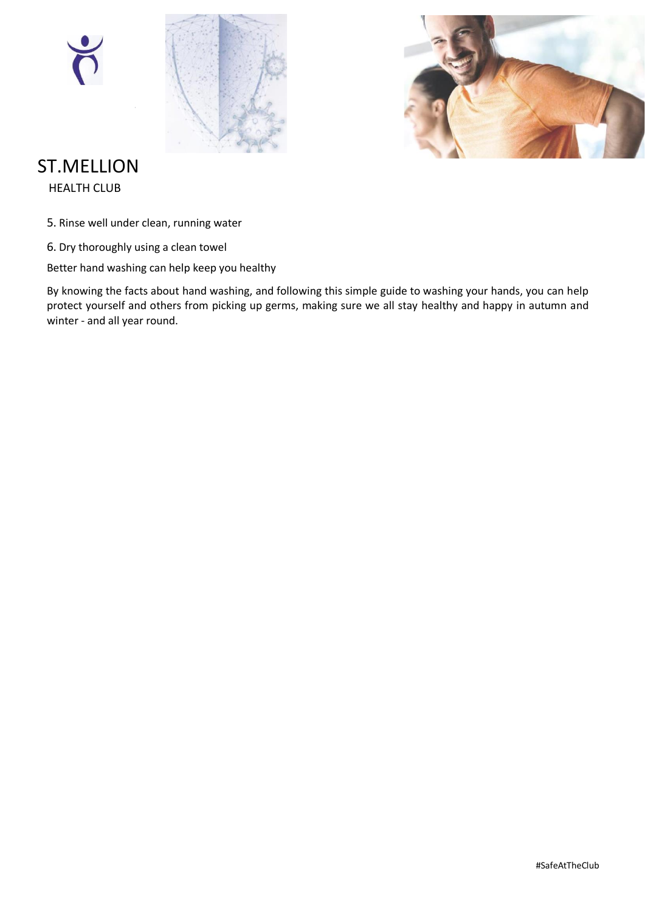# ST.MELLION

HEALTH CLUB

5. Rinse well under clean, running water
6. Dry thoroughly using a clean towel

Better hand washing can help keep you healthy

By knowing the facts about hand washing, and following this simple guide to washing your hands, you can help protect yourself and others from picking up germs, making sure we all stay healthy and happy in autumn and winter - and all year round.

#SafeAtTheClub